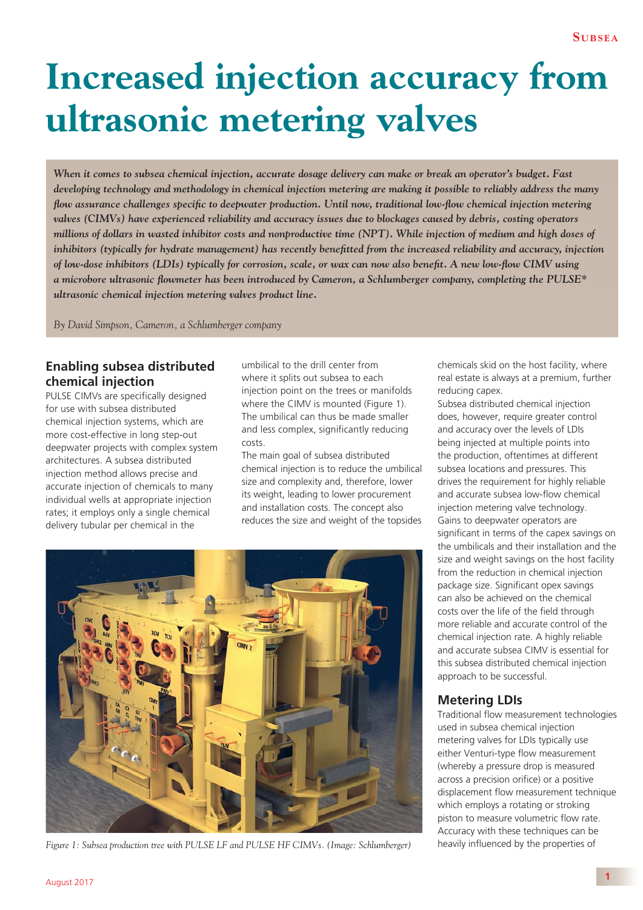# Increased injection accuracy from ultrasonic metering valves

*When it comes to subsea chemical injection, accurate dosage delivery can make or break an operator's budget. Fast developing technology and methodology in chemical injection metering are making it possible to reliably address the many flow assurance challenges specific to deepwater production. Until now, traditional low-flow chemical injection metering valves (CIMVs) have experienced reliability and accuracy issues due to blockages caused by debris, costing operators millions of dollars in wasted inhibitor costs and nonproductive time (NPT). While injection of medium and high doses of inhibitors (typically for hydrate management) has recently benefitted from the increased reliability and accuracy, injection of low-dose inhibitors (LDIs) typically for corrosion, scale, or wax can now also benefit. A new low-flow CIMV using a microbore ultrasonic flowmeter has been introduced by Cameron, a Schlumberger company, completing the PULSE* ultrasonic chemical injection metering valves product line.*

*By David Simpson, Cameron, a Schlumberger company*

## Enabling subsea distributed chemical injection

PULSE CIMVs are specifically designed for use with subsea distributed chemical injection systems, which are more cost-effective in long step-out deepwater projects with complex system architectures. A subsea distributed injection method allows precise and accurate injection of chemicals to many individual wells at appropriate injection rates; it employs only a single chemical delivery tubular per chemical in the umbilical to the drill center from where it splits out subsea to each injection point on the trees or manifolds where the CIMV is mounted (Figure 1). The umbilical can thus be made smaller and less complex, significantly reducing costs.

The main goal of subsea distributed chemical injection is to reduce the umbilical size and complexity and, therefore, lower its weight, leading to lower procurement and installation costs. The concept also reduces the size and weight of the topsides chemicals skid on the host facility, where real estate is always at a premium, further reducing capex.

Subsea distributed chemical injection does, however, require greater control and accuracy over the levels of LDIs being injected at multiple points into the production, oftentimes at different subsea locations and pressures. This drives the requirement for highly reliable and accurate subsea low-flow chemical injection metering valve technology.

Gains to deepwater operators are significant in terms of the capex savings on the umbilicals and their installation and the size and weight savings on the host facility from the reduction in chemical injection package size. Significant opex savings can also be achieved on the chemical costs over the life of the field through more reliable and accurate control of the chemical injection rate. A highly reliable and accurate subsea CIMV is essential for this subsea distributed chemical injection approach to be successful.

*Figure 1: Subsea production tree with PULSE LF and PULSE HF CIMVs. (Image: Schlumberger)*

## Metering LDIs

Traditional flow measurement technologies used in subsea chemical injection metering valves for LDIs typically use either Venturi-type flow measurement (whereby a pressure drop is measured across a precision orifice) or a positive displacement flow measurement technique which employs a rotating or stroking piston to measure volumetric flow rate. Accuracy with these techniques can be heavily influenced by the properties of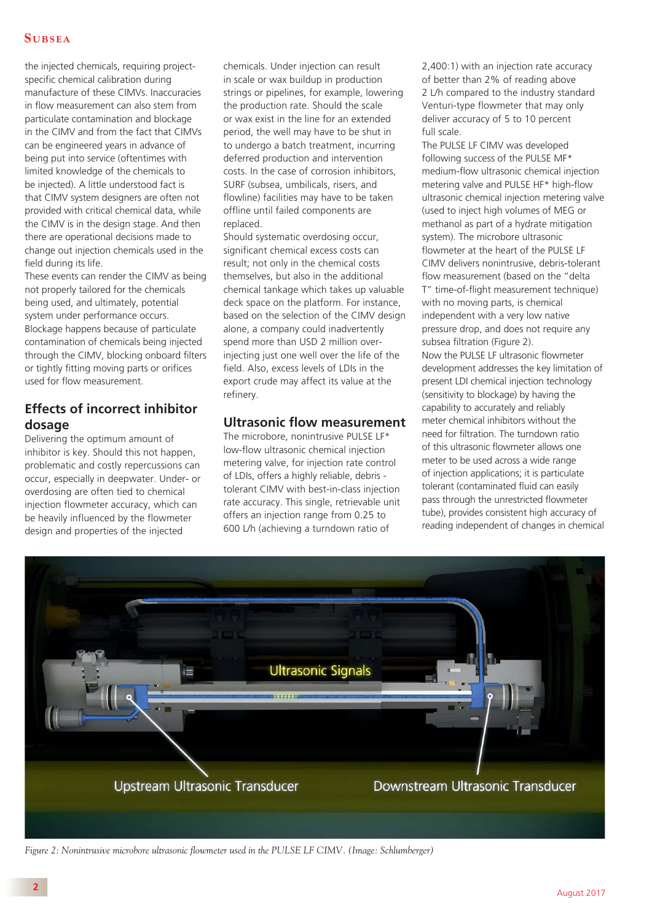the injected chemicals, requiring project-specific chemical calibration during manufacture of these CIMVs. Inaccuracies in flow measurement can also stem from particulate contamination and blockage in the CIMV and from the fact that CIMVs can be engineered years in advance of being put into service (oftentimes with limited knowledge of the chemicals to be injected). A little understood fact is that CIMV system designers are often not provided with critical chemical data, while the CIMV is in the design stage. And then there are operational decisions made to change out injection chemicals used in the field during its life.

These events can render the CIMV as being not properly tailored for the chemicals being used, and ultimately, potential system under performance occurs.

Blockage happens because of particulate contamination of chemicals being injected through the CIMV, blocking onboard filters or tightly fitting moving parts or orifices used for flow measurement.

## Effects of incorrect inhibitor dosage

Delivering the optimum amount of inhibitor is key. Should this not happen, problematic and costly repercussions can occur, especially in deepwater. Under- or overdosing are often tied to chemical injection flowmeter accuracy, which can be heavily influenced by the flowmeter design and properties of the injected chemicals. Under injection can result in scale or wax buildup in production strings or pipelines, for example, lowering the production rate. Should the scale or wax exist in the line for an extended period, the well may have to be shut in to undergo a batch treatment, incurring deferred production and intervention costs. In the case of corrosion inhibitors, SURF (subsea, umbilicals, risers, and flowline) facilities may have to be taken offline until failed components are replaced.

Should systematic overdosing occur, significant chemical excess costs can result; not only in the chemical costs themselves, but also in the additional chemical tankage which takes up valuable deck space on the platform. For instance, based on the selection of the CIMV design alone, a company could inadvertently spend more than USD 2 million over-injecting just one well over the life of the field. Also, excess levels of LDIs in the export crude may affect its value at the refinery.

## Ultrasonic flow measurement

The microbore, nonintrusive PULSE LF* low-flow ultrasonic chemical injection metering valve, for injection rate control of LDIs, offers a highly reliable, debris - tolerant CIMV with best-in-class injection rate accuracy. This single, retrievable unit offers an injection range from 0.25 to 600 L/h (achieving a turndown ratio of 2,400:1) with an injection rate accuracy of better than 2% of reading above 2 L/h compared to the industry standard Venturi-type flowmeter that may only deliver accuracy of 5 to 10 percent full scale.

The PULSE LF CIMV was developed following success of the PULSE MF* medium-flow ultrasonic chemical injection metering valve and PULSE HF* high-flow ultrasonic chemical injection metering valve (used to inject high volumes of MEG or methanol as part of a hydrate mitigation system). The microbore ultrasonic flowmeter at the heart of the PULSE LF CIMV delivers nonintrusive, debris-tolerant flow measurement (based on the "delta T" time-of-flight measurement technique) with no moving parts, is chemical independent with a very low native pressure drop, and does not require any subsea filtration (Figure 2).

Now the PULSE LF ultrasonic flowmeter development addresses the key limitation of present LDI chemical injection technology (sensitivity to blockage) by having the capability to accurately and reliably meter chemical inhibitors without the need for filtration. The turndown ratio of this ultrasonic flowmeter allows one meter to be used across a wide range of injection applications; it is particulate tolerant (contaminated fluid can easily pass through the unrestricted flowmeter tube), provides consistent high accuracy of reading independent of changes in chemical

*Figure 2: Nonintrusive microbore ultrasonic flowmeter used in the PULSE LF CIMV. (Image: Schlumberger)*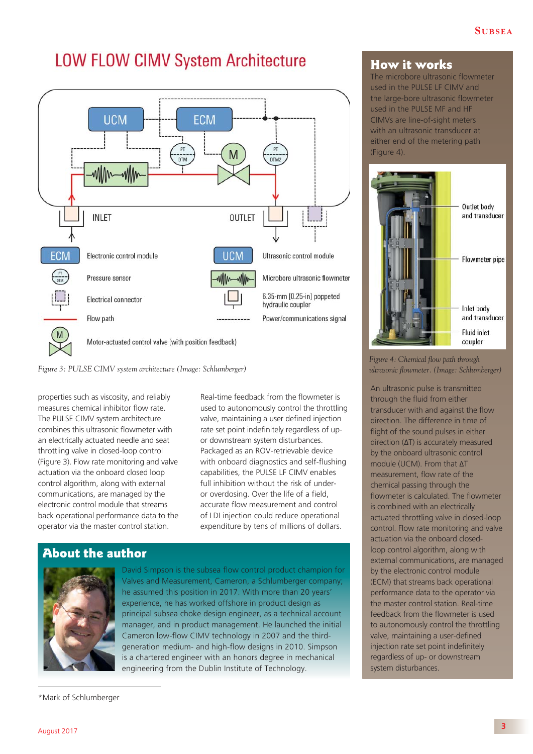## LOW FLOW CIMV System Architecture

UCM
ECM
PT
DTM
M
PT
DTM2
INLET
OUTLET

ECM Electronic control module
UCM Ultrasonic control module
Pressure sensor
Microbore ultrasonic flowmeter
Electrical connector
6.35-mm [0.25-in] popped hydraulic coupler
Flow path
Power/communications signal
Motor-actuated control valve (with position feedback)

*Figure 3: PULSE CIMV system architecture (Image: Schlumberger)*

properties such as viscosity, and reliably measures chemical inhibitor flow rate. The PULSE CIMV system architecture combines this ultrasonic flowmeter with an electrically actuated needle and seat throttling valve in closed-loop control (Figure 3). Flow rate monitoring and valve actuation via the onboard closed loop control algorithm, along with external communications, are managed by the electronic control module that streams back operational performance data to the operator via the master control station.

Real-time feedback from the flowmeter is used to autonomously control the throttling valve, maintaining a user defined injection rate set point indefinitely regardless of up- or downstream system disturbances. Packaged as an ROV-retrievable device with onboard diagnostics and self-flushing capabilities, the PULSE LF CIMV enables full inhibition without the risk of under- or overdosing. Over the life of a field, accurate flow measurement and control of LDI injection could reduce operational expenditure by tens of millions of dollars.

## About the author

David Simpson is the subsea flow control product champion for Valves and Measurement, Cameron, a Schlumberger company; he assumed this position in 2017. With more than 20 years' experience, he has worked offshore in product design as principal subsea choke design engineer, as a technical account manager, and in product management. He launched the initial Cameron low-flow CIMV technology in 2007 and the third-generation medium- and high-flow designs in 2010. Simpson is a chartered engineer with an honors degree in mechanical engineering from the Dublin Institute of Technology.

*Mark of Schlumberger

## How it works

The microbore ultrasonic flowmeter used in the PULSE LF CIMV and the large-bore ultrasonic flowmeter used in the PULSE MF and HF CIMVs are line-of-sight meters with an ultrasonic transducer at either end of the metering path (Figure 4).

Outlet body and transducer
Flowmeter pipe
Inlet body and transducer
Fluid inlet coupler

*Figure 4: Chemical flow path through ultrasonic flowmeter. (Image: Schlumberger)*

An ultrasonic pulse is transmitted through the fluid from either transducer with and against the flow direction. The difference in time of flight of the sound pulses in either direction ($\Delta T$) is accurately measured by the onboard ultrasonic control module (UCM). From that $\Delta T$ measurement, flow rate of the chemical passing through the flowmeter is calculated. The flowmeter is combined with an electrically actuated throttling valve in closed-loop control. Flow rate monitoring and valve actuation via the onboard closed-loop control algorithm, along with external communications, are managed by the electronic control module (ECM) that streams back operational performance data to the operator via the master control station. Real-time feedback from the flowmeter is used to autonomously control the throttling valve, maintaining a user-defined injection rate set point indefinitely regardless of up- or downstream system disturbances.